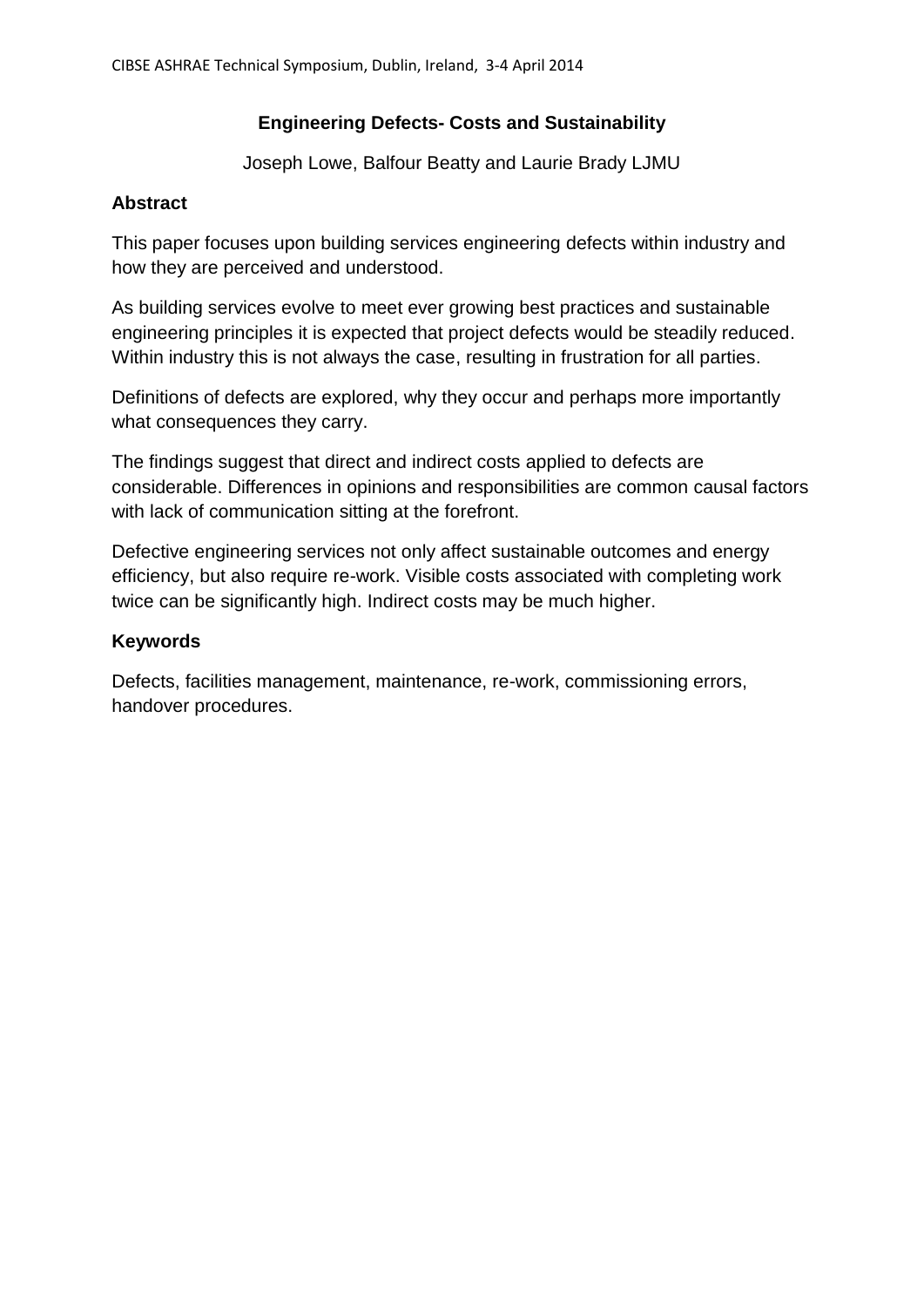# Engineering Defects- Costs and Sustainability

Joseph Lowe, Balfour Beatty and Laurie Brady LJMU

## Abstract

This paper focuses upon building services engineering defects within industry and how they are perceived and understood.

As building services evolve to meet ever growing best practices and sustainable engineering principles it is expected that project defects would be steadily reduced. Within industry this is not always the case, resulting in frustration for all parties.

Definitions of defects are explored, why they occur and perhaps more importantly what consequences they carry.

The findings suggest that direct and indirect costs applied to defects are considerable. Differences in opinions and responsibilities are common causal factors with lack of communication sitting at the forefront.

Defective engineering services not only affect sustainable outcomes and energy efficiency, but also require re-work. Visible costs associated with completing work twice can be significantly high. Indirect costs may be much higher.

## Keywords

Defects, facilities management, maintenance, re-work, commissioning errors, handover procedures.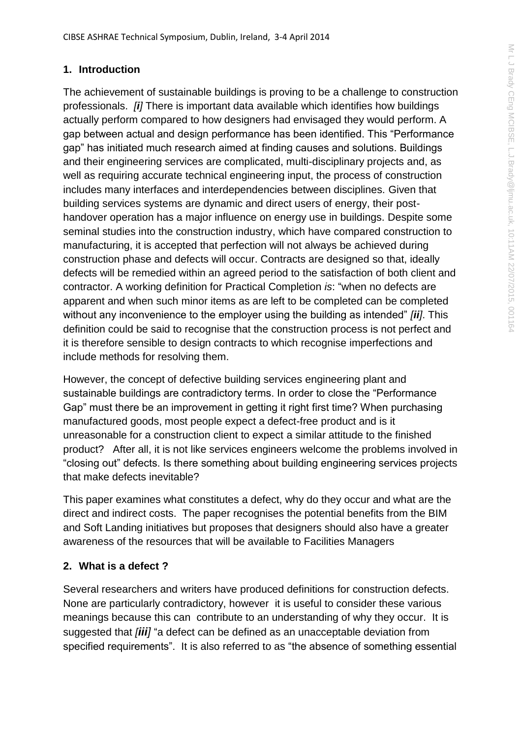## 1. Introduction

The achievement of sustainable buildings is proving to be a challenge to construction professionals. *[i]* There is important data available which identifies how buildings actually perform compared to how designers had envisaged they would perform. A gap between actual and design performance has been identified. This "Performance gap" has initiated much research aimed at finding causes and solutions. Buildings and their engineering services are complicated, multi-disciplinary projects and, as well as requiring accurate technical engineering input, the process of construction includes many interfaces and interdependencies between disciplines. Given that building services systems are dynamic and direct users of energy, their post-handover operation has a major influence on energy use in buildings. Despite some seminal studies into the construction industry, which have compared construction to manufacturing, it is accepted that perfection will not always be achieved during construction phase and defects will occur. Contracts are designed so that, ideally defects will be remedied within an agreed period to the satisfaction of both client and contractor. A working definition for Practical Completion *is*: "when no defects are apparent and when such minor items as are left to be completed can be completed without any inconvenience to the employer using the building as intended" ***[ii]***. This definition could be said to recognise that the construction process is not perfect and it is therefore sensible to design contracts to which recognise imperfections and include methods for resolving them.

However, the concept of defective building services engineering plant and sustainable buildings are contradictory terms. In order to close the "Performance Gap" must there be an improvement in getting it right first time? When purchasing manufactured goods, most people expect a defect-free product and is it unreasonable for a construction client to expect a similar attitude to the finished product? After all, it is not like services engineers welcome the problems involved in "closing out" defects. Is there something about building engineering services projects that make defects inevitable?

This paper examines what constitutes a defect, why do they occur and what are the direct and indirect costs. The paper recognises the potential benefits from the BIM and Soft Landing initiatives but proposes that designers should also have a greater awareness of the resources that will be available to Facilities Managers

## 2. What is a defect ?

Several researchers and writers have produced definitions for construction defects. None are particularly contradictory, however it is useful to consider these various meanings because this can contribute to an understanding of why they occur. It is suggested that ***[iii]*** "a defect can be defined as an unacceptable deviation from specified requirements". It is also referred to as "the absence of something essential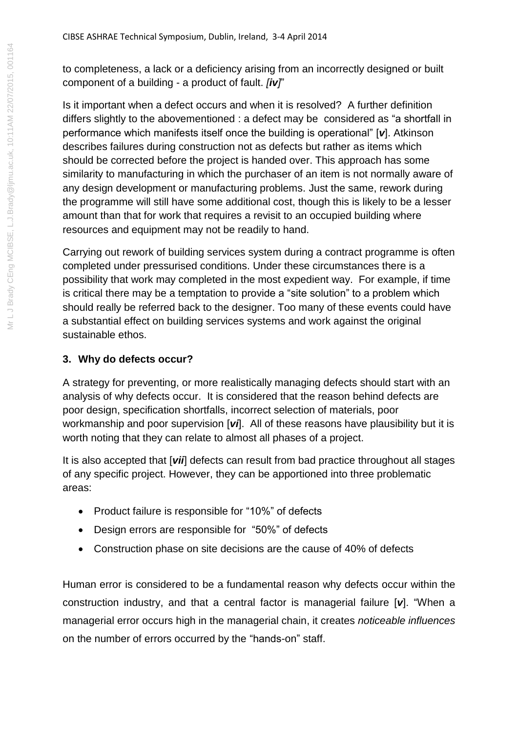to completeness, a lack or a deficiency arising from an incorrectly designed or built component of a building - a product of fault. *[iv]*"

Is it important when a defect occurs and when it is resolved? A further definition differs slightly to the abovementioned : a defect may be considered as "a shortfall in performance which manifests itself once the building is operational" [***v***]. Atkinson describes failures during construction not as defects but rather as items which should be corrected before the project is handed over. This approach has some similarity to manufacturing in which the purchaser of an item is not normally aware of any design development or manufacturing problems. Just the same, rework during the programme will still have some additional cost, though this is likely to be a lesser amount than that for work that requires a revisit to an occupied building where resources and equipment may not be readily to hand.

Carrying out rework of building services system during a contract programme is often completed under pressurised conditions. Under these circumstances there is a possibility that work may completed in the most expedient way. For example, if time is critical there may be a temptation to provide a "site solution" to a problem which should really be referred back to the designer. Too many of these events could have a substantial effect on building services systems and work against the original sustainable ethos.

## 3. Why do defects occur?

A strategy for preventing, or more realistically managing defects should start with an analysis of why defects occur. It is considered that the reason behind defects are poor design, specification shortfalls, incorrect selection of materials, poor workmanship and poor supervision [***vi***]. All of these reasons have plausibility but it is worth noting that they can relate to almost all phases of a project.

It is also accepted that [***vii***] defects can result from bad practice throughout all stages of any specific project. However, they can be apportioned into three problematic areas:

- Product failure is responsible for "10%" of defects
- Design errors are responsible for "50%" of defects
- Construction phase on site decisions are the cause of 40% of defects

Human error is considered to be a fundamental reason why defects occur within the construction industry, and that a central factor is managerial failure [***v***]. "When a managerial error occurs high in the managerial chain, it creates *noticeable influences* on the number of errors occurred by the "hands-on" staff.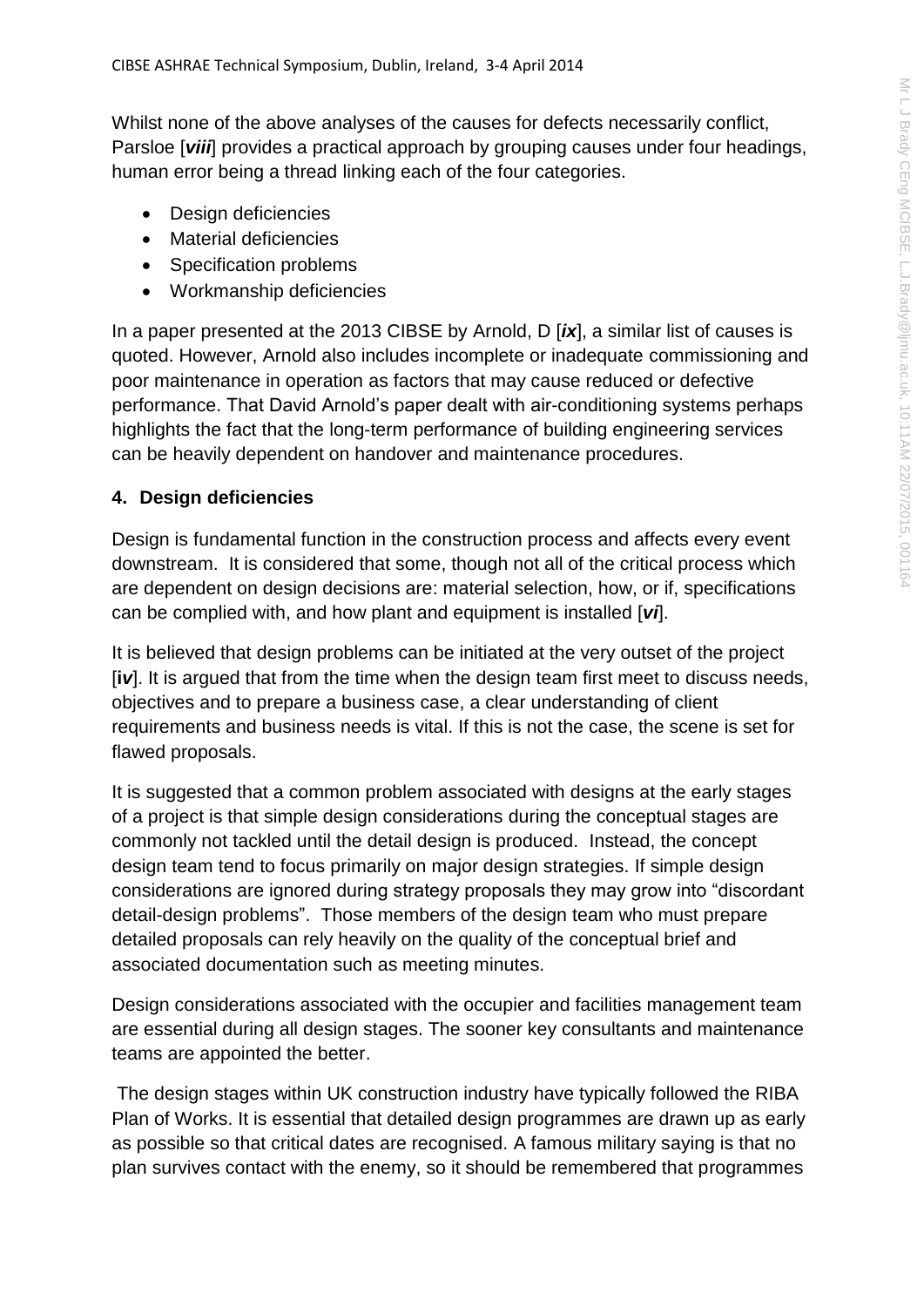Whilst none of the above analyses of the causes for defects necessarily conflict, Parsloe [***viii***] provides a practical approach by grouping causes under four headings, human error being a thread linking each of the four categories.

- Design deficiencies
- Material deficiencies
- Specification problems
- Workmanship deficiencies

In a paper presented at the 2013 CIBSE by Arnold, D [***ix***], a similar list of causes is quoted. However, Arnold also includes incomplete or inadequate commissioning and poor maintenance in operation as factors that may cause reduced or defective performance. That David Arnold's paper dealt with air-conditioning systems perhaps highlights the fact that the long-term performance of building engineering services can be heavily dependent on handover and maintenance procedures.

**4. Design deficiencies**

Design is fundamental function in the construction process and affects every event downstream. It is considered that some, though not all of the critical process which are dependent on design decisions are: material selection, how, or if, specifications can be complied with, and how plant and equipment is installed [***vi***].

It is believed that design problems can be initiated at the very outset of the project [***iv***]. It is argued that from the time when the design team first meet to discuss needs, objectives and to prepare a business case, a clear understanding of client requirements and business needs is vital. If this is not the case, the scene is set for flawed proposals.

It is suggested that a common problem associated with designs at the early stages of a project is that simple design considerations during the conceptual stages are commonly not tackled until the detail design is produced. Instead, the concept design team tend to focus primarily on major design strategies. If simple design considerations are ignored during strategy proposals they may grow into "discordant detail-design problems". Those members of the design team who must prepare detailed proposals can rely heavily on the quality of the conceptual brief and associated documentation such as meeting minutes.

Design considerations associated with the occupier and facilities management team are essential during all design stages. The sooner key consultants and maintenance teams are appointed the better.

The design stages within UK construction industry have typically followed the RIBA Plan of Works. It is essential that detailed design programmes are drawn up as early as possible so that critical dates are recognised. A famous military saying is that no plan survives contact with the enemy, so it should be remembered that programmes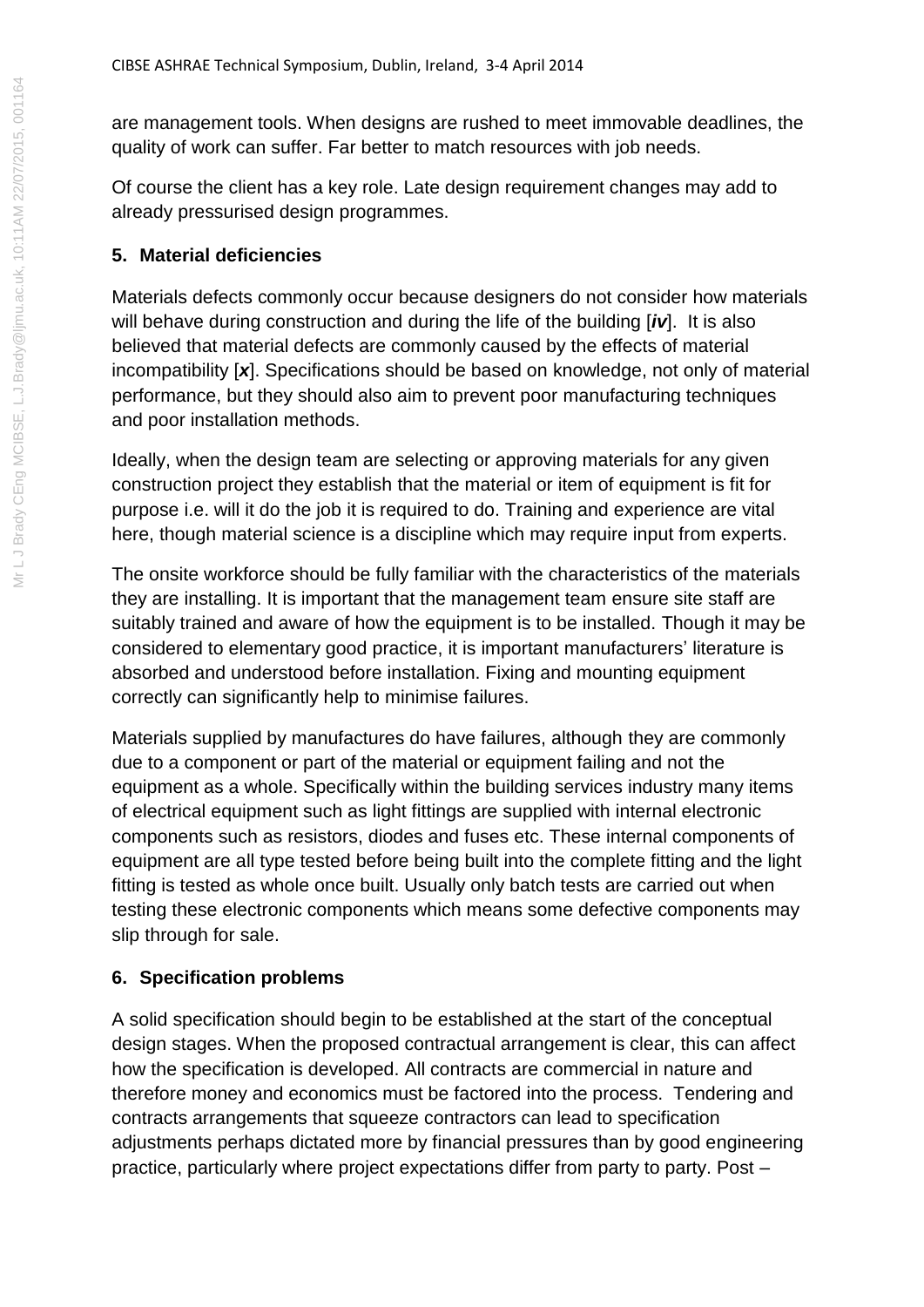are management tools. When designs are rushed to meet immovable deadlines, the quality of work can suffer. Far better to match resources with job needs.

Of course the client has a key role. Late design requirement changes may add to already pressurised design programmes.

## 5. Material deficiencies

Materials defects commonly occur because designers do not consider how materials will behave during construction and during the life of the building [***iv***]. It is also believed that material defects are commonly caused by the effects of material incompatibility [***x***]. Specifications should be based on knowledge, not only of material performance, but they should also aim to prevent poor manufacturing techniques and poor installation methods.

Ideally, when the design team are selecting or approving materials for any given construction project they establish that the material or item of equipment is fit for purpose i.e. will it do the job it is required to do. Training and experience are vital here, though material science is a discipline which may require input from experts.

The onsite workforce should be fully familiar with the characteristics of the materials they are installing. It is important that the management team ensure site staff are suitably trained and aware of how the equipment is to be installed. Though it may be considered to elementary good practice, it is important manufacturers' literature is absorbed and understood before installation. Fixing and mounting equipment correctly can significantly help to minimise failures.

Materials supplied by manufactures do have failures, although they are commonly due to a component or part of the material or equipment failing and not the equipment as a whole. Specifically within the building services industry many items of electrical equipment such as light fittings are supplied with internal electronic components such as resistors, diodes and fuses etc. These internal components of equipment are all type tested before being built into the complete fitting and the light fitting is tested as whole once built. Usually only batch tests are carried out when testing these electronic components which means some defective components may slip through for sale.

## 6. Specification problems

A solid specification should begin to be established at the start of the conceptual design stages. When the proposed contractual arrangement is clear, this can affect how the specification is developed. All contracts are commercial in nature and therefore money and economics must be factored into the process. Tendering and contracts arrangements that squeeze contractors can lead to specification adjustments perhaps dictated more by financial pressures than by good engineering practice, particularly where project expectations differ from party to party. Post –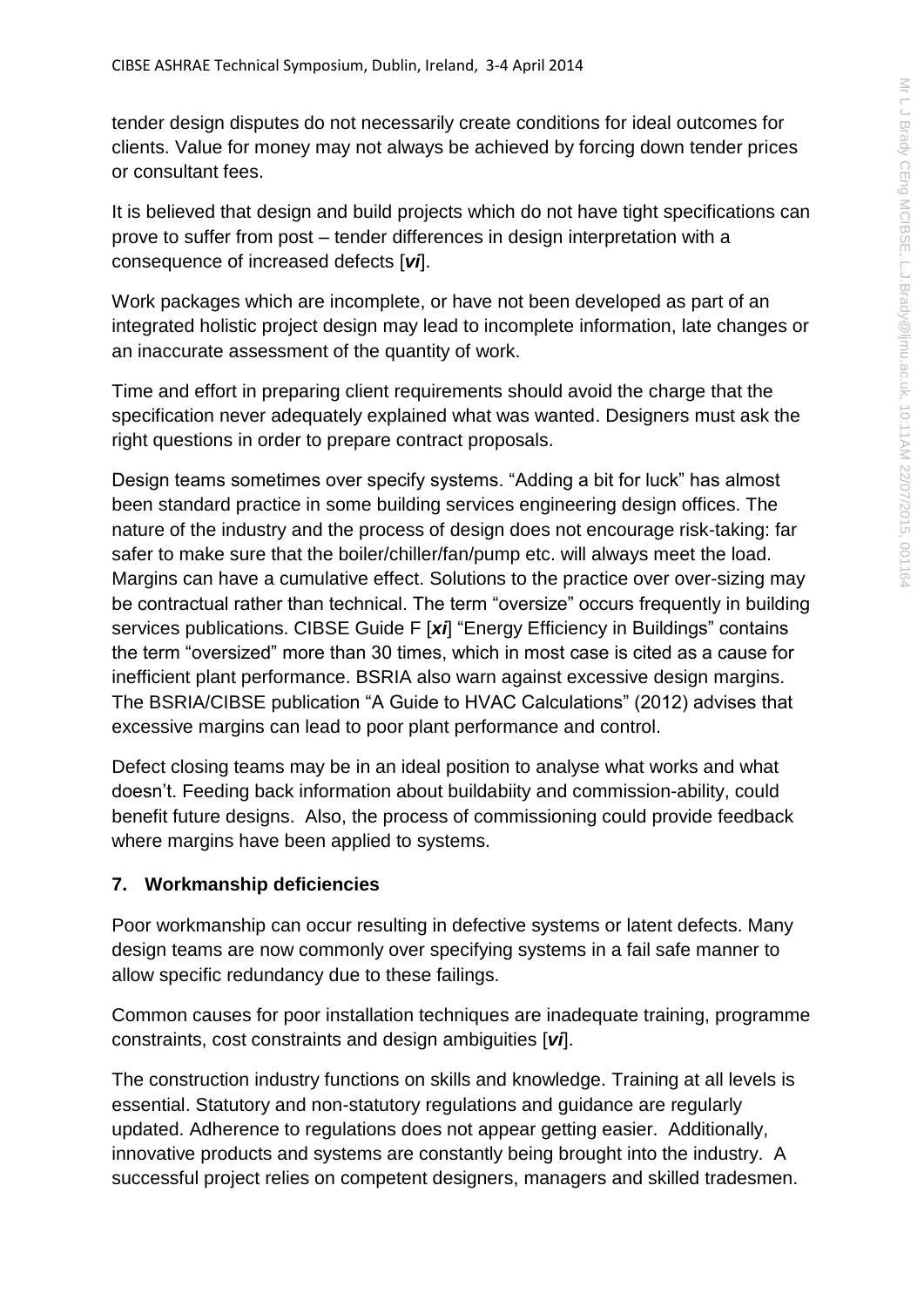tender design disputes do not necessarily create conditions for ideal outcomes for clients. Value for money may not always be achieved by forcing down tender prices or consultant fees.

It is believed that design and build projects which do not have tight specifications can prove to suffer from post – tender differences in design interpretation with a consequence of increased defects [***vi***].

Work packages which are incomplete, or have not been developed as part of an integrated holistic project design may lead to incomplete information, late changes or an inaccurate assessment of the quantity of work.

Time and effort in preparing client requirements should avoid the charge that the specification never adequately explained what was wanted. Designers must ask the right questions in order to prepare contract proposals.

Design teams sometimes over specify systems. "Adding a bit for luck" has almost been standard practice in some building services engineering design offices. The nature of the industry and the process of design does not encourage risk-taking: far safer to make sure that the boiler/chiller/fan/pump etc. will always meet the load. Margins can have a cumulative effect. Solutions to the practice over over-sizing may be contractual rather than technical. The term "oversize" occurs frequently in building services publications. CIBSE Guide F [***xi***] "Energy Efficiency in Buildings" contains the term "oversized" more than 30 times, which in most case is cited as a cause for inefficient plant performance. BSRIA also warn against excessive design margins. The BSRIA/CIBSE publication "A Guide to HVAC Calculations" (2012) advises that excessive margins can lead to poor plant performance and control.

Defect closing teams may be in an ideal position to analyse what works and what doesn't. Feeding back information about buildabiity and commission-ability, could benefit future designs. Also, the process of commissioning could provide feedback where margins have been applied to systems.

## 7. Workmanship deficiencies

Poor workmanship can occur resulting in defective systems or latent defects. Many design teams are now commonly over specifying systems in a fail safe manner to allow specific redundancy due to these failings.

Common causes for poor installation techniques are inadequate training, programme constraints, cost constraints and design ambiguities [***vi***].

The construction industry functions on skills and knowledge. Training at all levels is essential. Statutory and non-statutory regulations and guidance are regularly updated. Adherence to regulations does not appear getting easier. Additionally, innovative products and systems are constantly being brought into the industry. A successful project relies on competent designers, managers and skilled tradesmen.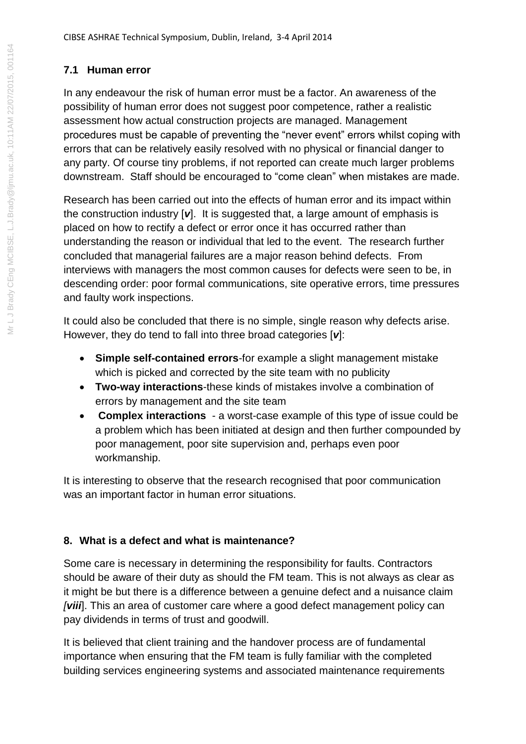### 7.1 Human error

In any endeavour the risk of human error must be a factor. An awareness of the possibility of human error does not suggest poor competence, rather a realistic assessment how actual construction projects are managed. Management procedures must be capable of preventing the "never event" errors whilst coping with errors that can be relatively easily resolved with no physical or financial danger to any party. Of course tiny problems, if not reported can create much larger problems downstream. Staff should be encouraged to "come clean" when mistakes are made.

Research has been carried out into the effects of human error and its impact within the construction industry [***v***]. It is suggested that, a large amount of emphasis is placed on how to rectify a defect or error once it has occurred rather than understanding the reason or individual that led to the event. The research further concluded that managerial failures are a major reason behind defects. From interviews with managers the most common causes for defects were seen to be, in descending order: poor formal communications, site operative errors, time pressures and faulty work inspections.

It could also be concluded that there is no simple, single reason why defects arise. However, they do tend to fall into three broad categories [***v***]:

- **Simple self-contained errors**-for example a slight management mistake which is picked and corrected by the site team with no publicity
- **Two-way interactions**-these kinds of mistakes involve a combination of errors by management and the site team
- **Complex interactions** - a worst-case example of this type of issue could be a problem which has been initiated at design and then further compounded by poor management, poor site supervision and, perhaps even poor workmanship.

It is interesting to observe that the research recognised that poor communication was an important factor in human error situations.

## 8. What is a defect and what is maintenance?

Some care is necessary in determining the responsibility for faults. Contractors should be aware of their duty as should the FM team. This is not always as clear as it might be but there is a difference between a genuine defect and a nuisance claim *[**viii**]*. This an area of customer care where a good defect management policy can pay dividends in terms of trust and goodwill.

It is believed that client training and the handover process are of fundamental importance when ensuring that the FM team is fully familiar with the completed building services engineering systems and associated maintenance requirements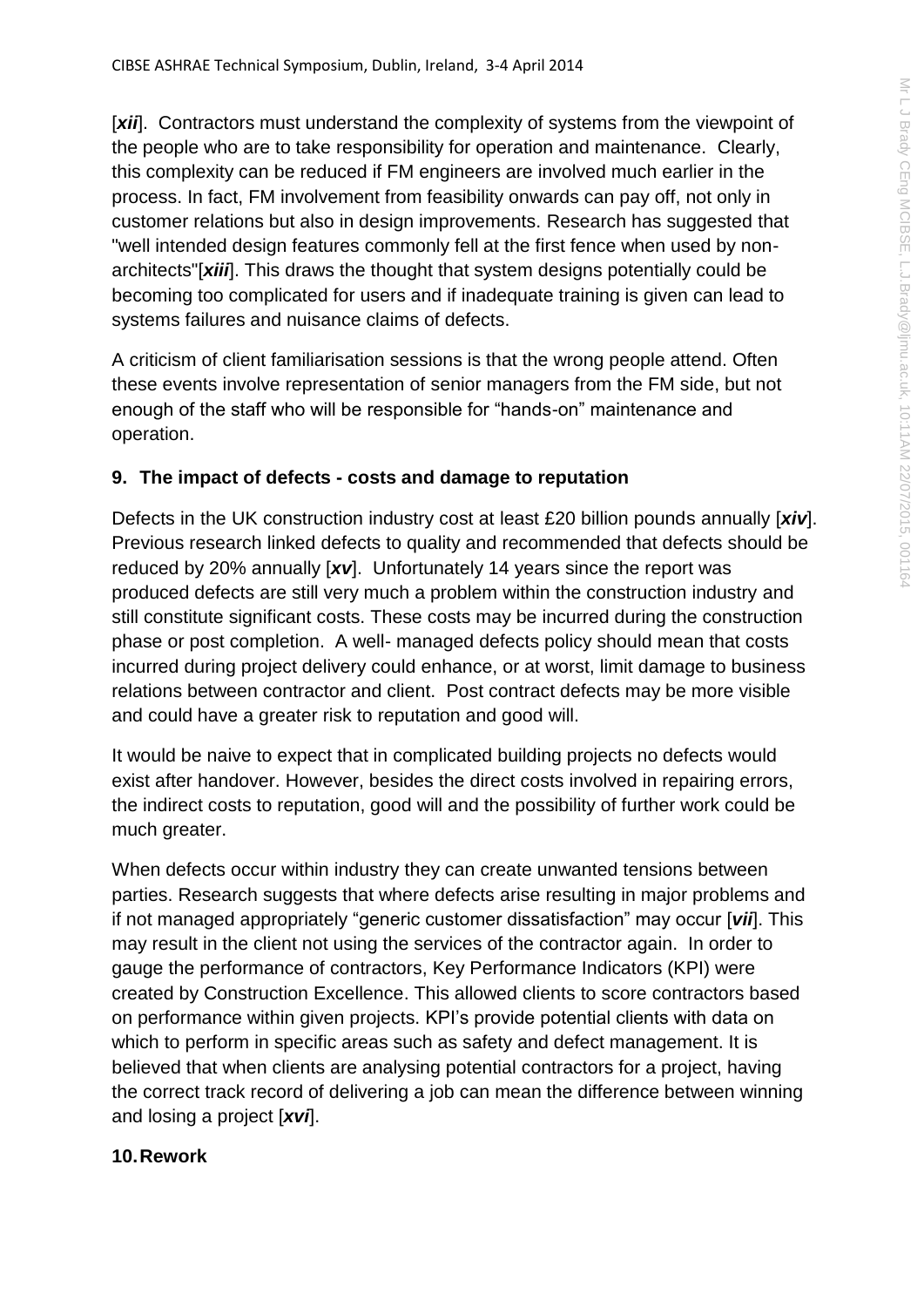[*xii*]. Contractors must understand the complexity of systems from the viewpoint of the people who are to take responsibility for operation and maintenance. Clearly, this complexity can be reduced if FM engineers are involved much earlier in the process. In fact, FM involvement from feasibility onwards can pay off, not only in customer relations but also in design improvements. Research has suggested that "well intended design features commonly fell at the first fence when used by non-architects"[*xiii*]. This draws the thought that system designs potentially could be becoming too complicated for users and if inadequate training is given can lead to systems failures and nuisance claims of defects.

A criticism of client familiarisation sessions is that the wrong people attend. Often these events involve representation of senior managers from the FM side, but not enough of the staff who will be responsible for "hands-on" maintenance and operation.

## 9. The impact of defects - costs and damage to reputation

Defects in the UK construction industry cost at least £20 billion pounds annually [*xiv*]. Previous research linked defects to quality and recommended that defects should be reduced by 20% annually [*xv*]. Unfortunately 14 years since the report was produced defects are still very much a problem within the construction industry and still constitute significant costs. These costs may be incurred during the construction phase or post completion. A well- managed defects policy should mean that costs incurred during project delivery could enhance, or at worst, limit damage to business relations between contractor and client. Post contract defects may be more visible and could have a greater risk to reputation and good will.

It would be naive to expect that in complicated building projects no defects would exist after handover. However, besides the direct costs involved in repairing errors, the indirect costs to reputation, good will and the possibility of further work could be much greater.

When defects occur within industry they can create unwanted tensions between parties. Research suggests that where defects arise resulting in major problems and if not managed appropriately "generic customer dissatisfaction" may occur [*vii*]. This may result in the client not using the services of the contractor again. In order to gauge the performance of contractors, Key Performance Indicators (KPI) were created by Construction Excellence. This allowed clients to score contractors based on performance within given projects. KPI's provide potential clients with data on which to perform in specific areas such as safety and defect management. It is believed that when clients are analysing potential contractors for a project, having the correct track record of delivering a job can mean the difference between winning and losing a project [*xvi*].

## 10. Rework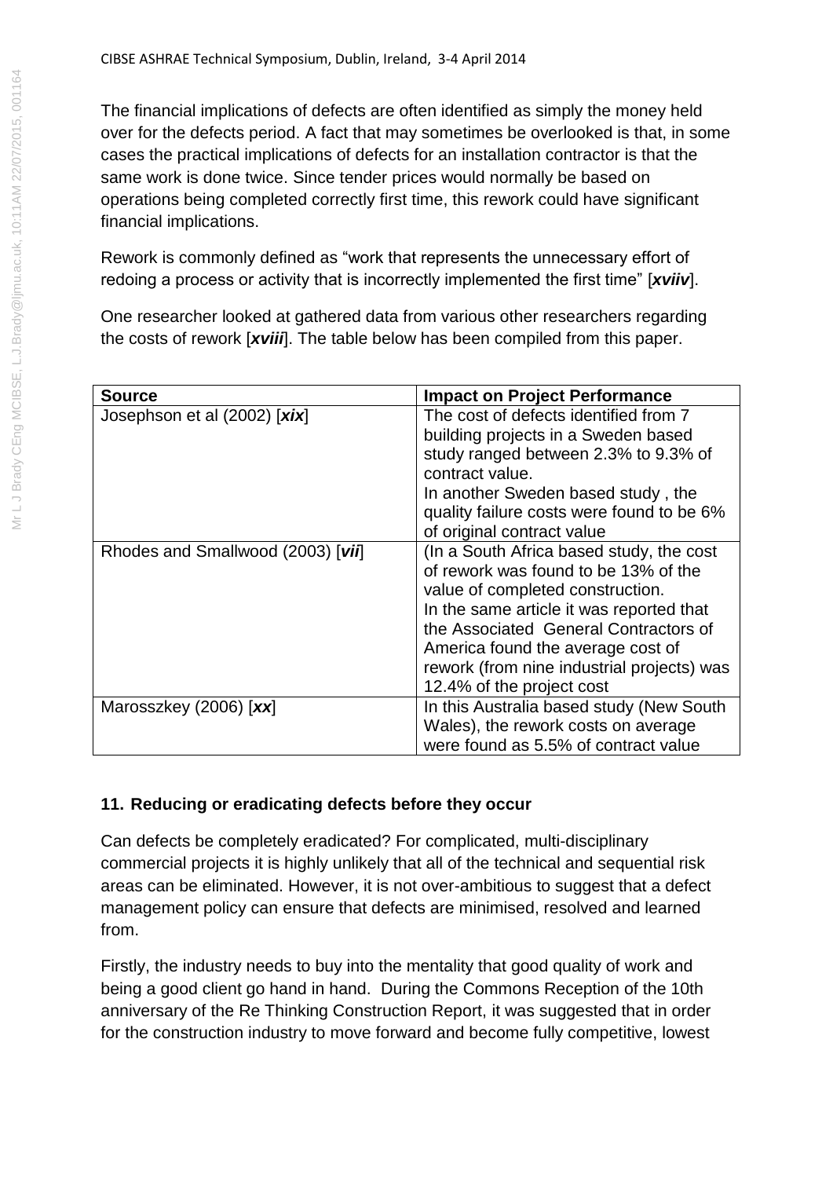The financial implications of defects are often identified as simply the money held over for the defects period. A fact that may sometimes be overlooked is that, in some cases the practical implications of defects for an installation contractor is that the same work is done twice. Since tender prices would normally be based on operations being completed correctly first time, this rework could have significant financial implications.

Rework is commonly defined as "work that represents the unnecessary effort of redoing a process or activity that is incorrectly implemented the first time" [***xviiv***].

One researcher looked at gathered data from various other researchers regarding the costs of rework [***xviii***]. The table below has been compiled from this paper.

| **Source** | **Impact on Project Performance** |
|---|---|
| Josephson et al (2002) [***xix***] | The cost of defects identified from 7 building projects in a Sweden based study ranged between 2.3% to 9.3% of contract value.<br>In another Sweden based study , the quality failure costs were found to be 6% of original contract value |
| Rhodes and Smallwood (2003) [***vii***] | (In a South Africa based study, the cost of rework was found to be 13% of the value of completed construction.<br>In the same article it was reported that the Associated General Contractors of America found the average cost of rework (from nine industrial projects) was 12.4% of the project cost |
| Marosszkey (2006) [***xx***] | In this Australia based study (New South Wales), the rework costs on average were found as 5.5% of contract value |

## 11. Reducing or eradicating defects before they occur

Can defects be completely eradicated? For complicated, multi-disciplinary commercial projects it is highly unlikely that all of the technical and sequential risk areas can be eliminated. However, it is not over-ambitious to suggest that a defect management policy can ensure that defects are minimised, resolved and learned from.

Firstly, the industry needs to buy into the mentality that good quality of work and being a good client go hand in hand. During the Commons Reception of the 10th anniversary of the Re Thinking Construction Report, it was suggested that in order for the construction industry to move forward and become fully competitive, lowest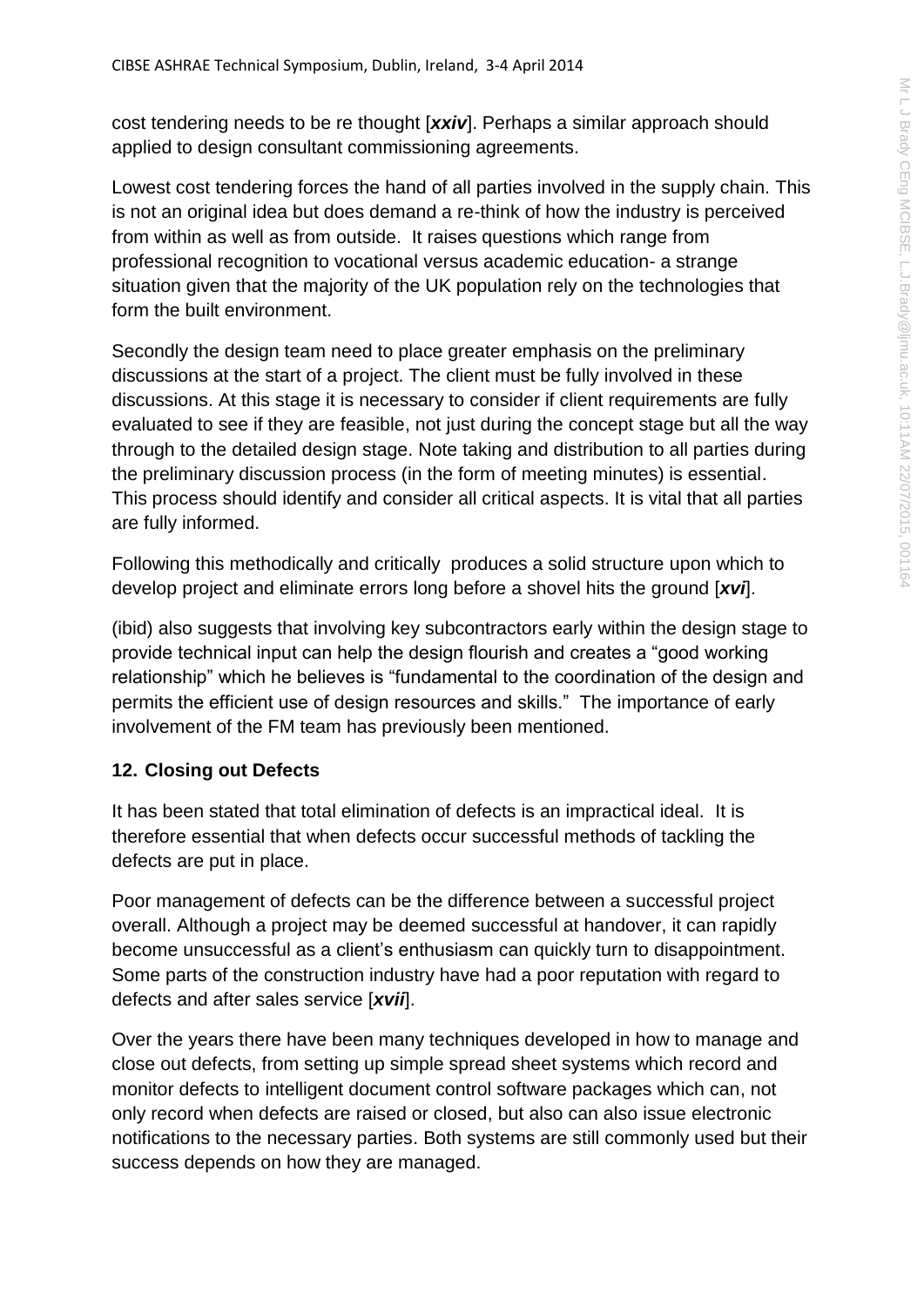cost tendering needs to be re thought [***xxiv***]. Perhaps a similar approach should applied to design consultant commissioning agreements.

Lowest cost tendering forces the hand of all parties involved in the supply chain. This is not an original idea but does demand a re-think of how the industry is perceived from within as well as from outside. It raises questions which range from professional recognition to vocational versus academic education- a strange situation given that the majority of the UK population rely on the technologies that form the built environment.

Secondly the design team need to place greater emphasis on the preliminary discussions at the start of a project. The client must be fully involved in these discussions. At this stage it is necessary to consider if client requirements are fully evaluated to see if they are feasible, not just during the concept stage but all the way through to the detailed design stage. Note taking and distribution to all parties during the preliminary discussion process (in the form of meeting minutes) is essential. This process should identify and consider all critical aspects. It is vital that all parties are fully informed.

Following this methodically and critically produces a solid structure upon which to develop project and eliminate errors long before a shovel hits the ground [***xvi***].

(ibid) also suggests that involving key subcontractors early within the design stage to provide technical input can help the design flourish and creates a "good working relationship" which he believes is "fundamental to the coordination of the design and permits the efficient use of design resources and skills." The importance of early involvement of the FM team has previously been mentioned.

## 12. Closing out Defects

It has been stated that total elimination of defects is an impractical ideal. It is therefore essential that when defects occur successful methods of tackling the defects are put in place.

Poor management of defects can be the difference between a successful project overall. Although a project may be deemed successful at handover, it can rapidly become unsuccessful as a client's enthusiasm can quickly turn to disappointment. Some parts of the construction industry have had a poor reputation with regard to defects and after sales service [***xvii***].

Over the years there have been many techniques developed in how to manage and close out defects, from setting up simple spread sheet systems which record and monitor defects to intelligent document control software packages which can, not only record when defects are raised or closed, but also can also issue electronic notifications to the necessary parties. Both systems are still commonly used but their success depends on how they are managed.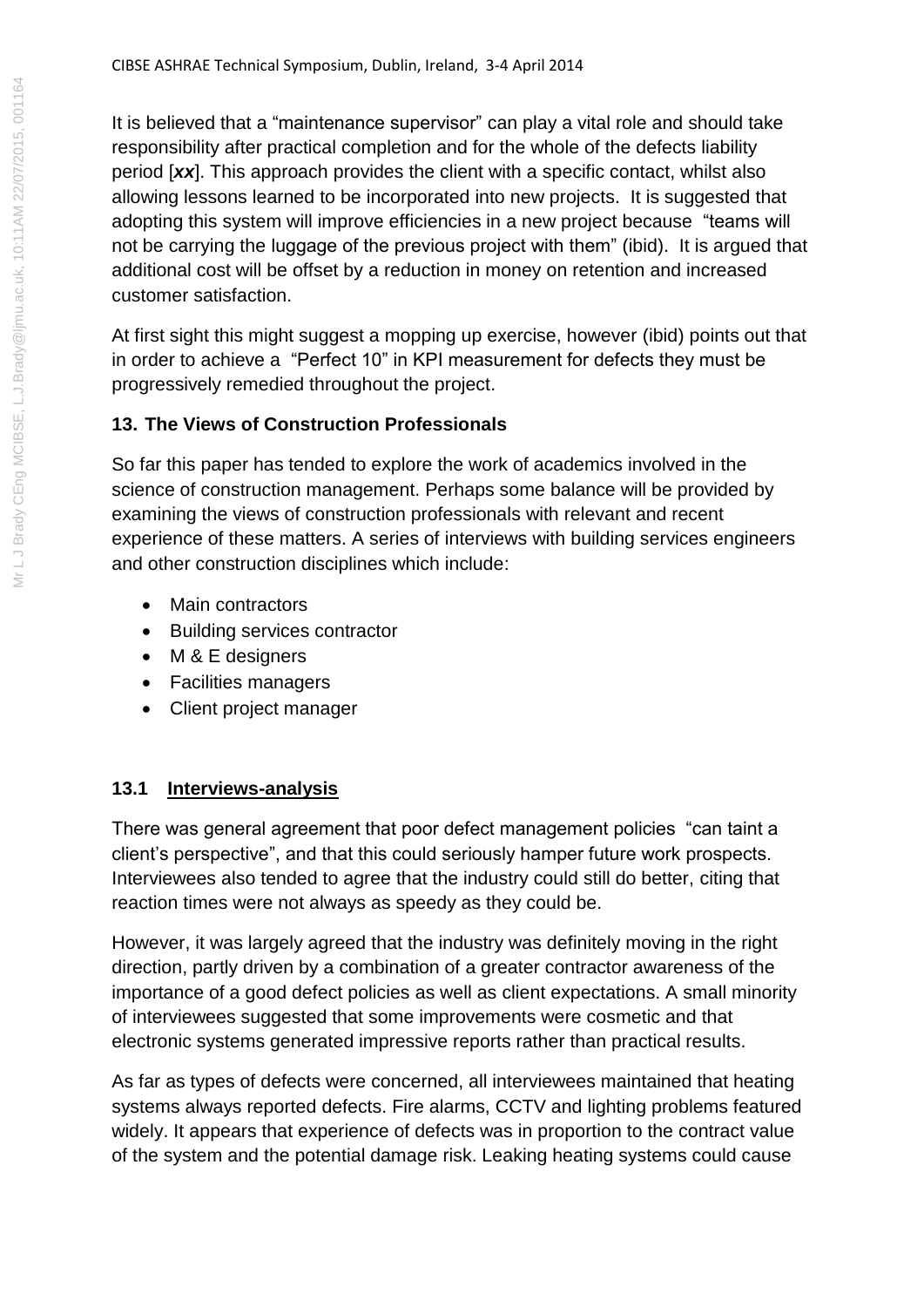It is believed that a “maintenance supervisor” can play a vital role and should take responsibility after practical completion and for the whole of the defects liability period [***xx***]. This approach provides the client with a specific contact, whilst also allowing lessons learned to be incorporated into new projects. It is suggested that adopting this system will improve efficiencies in a new project because “teams will not be carrying the luggage of the previous project with them” (ibid). It is argued that additional cost will be offset by a reduction in money on retention and increased customer satisfaction.

At first sight this might suggest a mopping up exercise, however (ibid) points out that in order to achieve a “Perfect 10” in KPI measurement for defects they must be progressively remedied throughout the project.

## 13. The Views of Construction Professionals

So far this paper has tended to explore the work of academics involved in the science of construction management. Perhaps some balance will be provided by examining the views of construction professionals with relevant and recent experience of these matters. A series of interviews with building services engineers and other construction disciplines which include:

- Main contractors
- Building services contractor
- M & E designers
- Facilities managers
- Client project manager

### 13.1 <u>Interviews-analysis</u>

There was general agreement that poor defect management policies “can taint a client’s perspective”, and that this could seriously hamper future work prospects. Interviewees also tended to agree that the industry could still do better, citing that reaction times were not always as speedy as they could be.

However, it was largely agreed that the industry was definitely moving in the right direction, partly driven by a combination of a greater contractor awareness of the importance of a good defect policies as well as client expectations. A small minority of interviewees suggested that some improvements were cosmetic and that electronic systems generated impressive reports rather than practical results.

As far as types of defects were concerned, all interviewees maintained that heating systems always reported defects. Fire alarms, CCTV and lighting problems featured widely. It appears that experience of defects was in proportion to the contract value of the system and the potential damage risk. Leaking heating systems could cause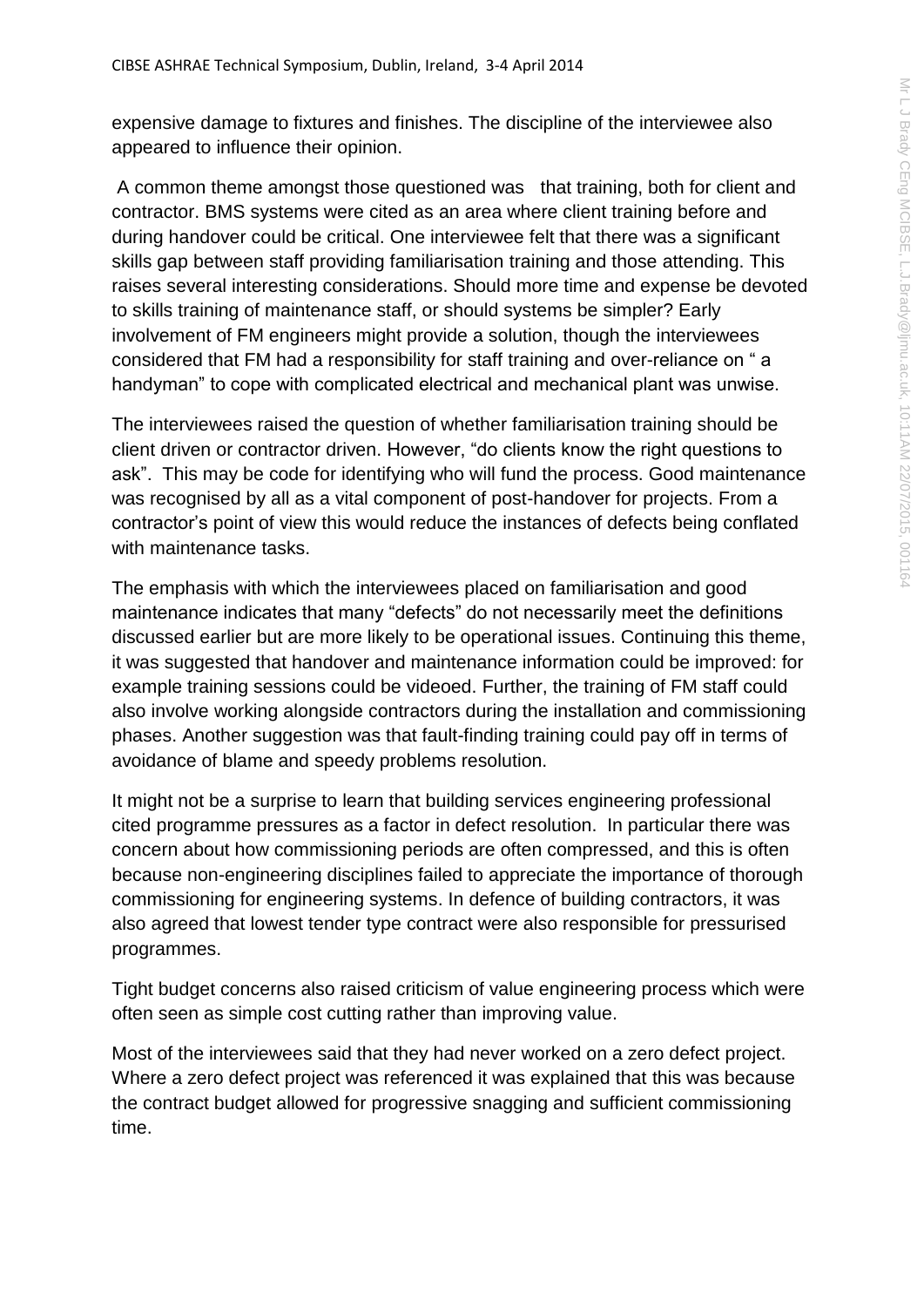expensive damage to fixtures and finishes. The discipline of the interviewee also appeared to influence their opinion.

A common theme amongst those questioned was  that training, both for client and contractor. BMS systems were cited as an area where client training before and during handover could be critical. One interviewee felt that there was a significant skills gap between staff providing familiarisation training and those attending. This raises several interesting considerations. Should more time and expense be devoted to skills training of maintenance staff, or should systems be simpler? Early involvement of FM engineers might provide a solution, though the interviewees considered that FM had a responsibility for staff training and over-reliance on " a handyman" to cope with complicated electrical and mechanical plant was unwise.

The interviewees raised the question of whether familiarisation training should be client driven or contractor driven. However, "do clients know the right questions to ask". This may be code for identifying who will fund the process. Good maintenance was recognised by all as a vital component of post-handover for projects. From a contractor's point of view this would reduce the instances of defects being conflated with maintenance tasks.

The emphasis with which the interviewees placed on familiarisation and good maintenance indicates that many "defects" do not necessarily meet the definitions discussed earlier but are more likely to be operational issues. Continuing this theme, it was suggested that handover and maintenance information could be improved: for example training sessions could be videoed. Further, the training of FM staff could also involve working alongside contractors during the installation and commissioning phases. Another suggestion was that fault-finding training could pay off in terms of avoidance of blame and speedy problems resolution.

It might not be a surprise to learn that building services engineering professional cited programme pressures as a factor in defect resolution. In particular there was concern about how commissioning periods are often compressed, and this is often because non-engineering disciplines failed to appreciate the importance of thorough commissioning for engineering systems. In defence of building contractors, it was also agreed that lowest tender type contract were also responsible for pressurised programmes.

Tight budget concerns also raised criticism of value engineering process which were often seen as simple cost cutting rather than improving value.

Most of the interviewees said that they had never worked on a zero defect project. Where a zero defect project was referenced it was explained that this was because the contract budget allowed for progressive snagging and sufficient commissioning time.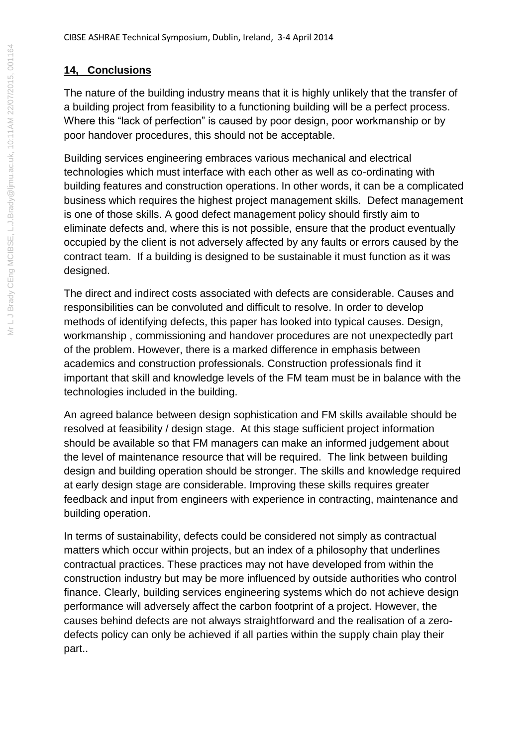## 14, Conclusions

The nature of the building industry means that it is highly unlikely that the transfer of a building project from feasibility to a functioning building will be a perfect process. Where this "lack of perfection" is caused by poor design, poor workmanship or by poor handover procedures, this should not be acceptable.

Building services engineering embraces various mechanical and electrical technologies which must interface with each other as well as co-ordinating with building features and construction operations. In other words, it can be a complicated business which requires the highest project management skills. Defect management is one of those skills. A good defect management policy should firstly aim to eliminate defects and, where this is not possible, ensure that the product eventually occupied by the client is not adversely affected by any faults or errors caused by the contract team. If a building is designed to be sustainable it must function as it was designed.

The direct and indirect costs associated with defects are considerable. Causes and responsibilities can be convoluted and difficult to resolve. In order to develop methods of identifying defects, this paper has looked into typical causes. Design, workmanship , commissioning and handover procedures are not unexpectedly part of the problem. However, there is a marked difference in emphasis between academics and construction professionals. Construction professionals find it important that skill and knowledge levels of the FM team must be in balance with the technologies included in the building.

An agreed balance between design sophistication and FM skills available should be resolved at feasibility / design stage. At this stage sufficient project information should be available so that FM managers can make an informed judgement about the level of maintenance resource that will be required. The link between building design and building operation should be stronger. The skills and knowledge required at early design stage are considerable. Improving these skills requires greater feedback and input from engineers with experience in contracting, maintenance and building operation.

In terms of sustainability, defects could be considered not simply as contractual matters which occur within projects, but an index of a philosophy that underlines contractual practices. These practices may not have developed from within the construction industry but may be more influenced by outside authorities who control finance. Clearly, building services engineering systems which do not achieve design performance will adversely affect the carbon footprint of a project. However, the causes behind defects are not always straightforward and the realisation of a zero-defects policy can only be achieved if all parties within the supply chain play their part..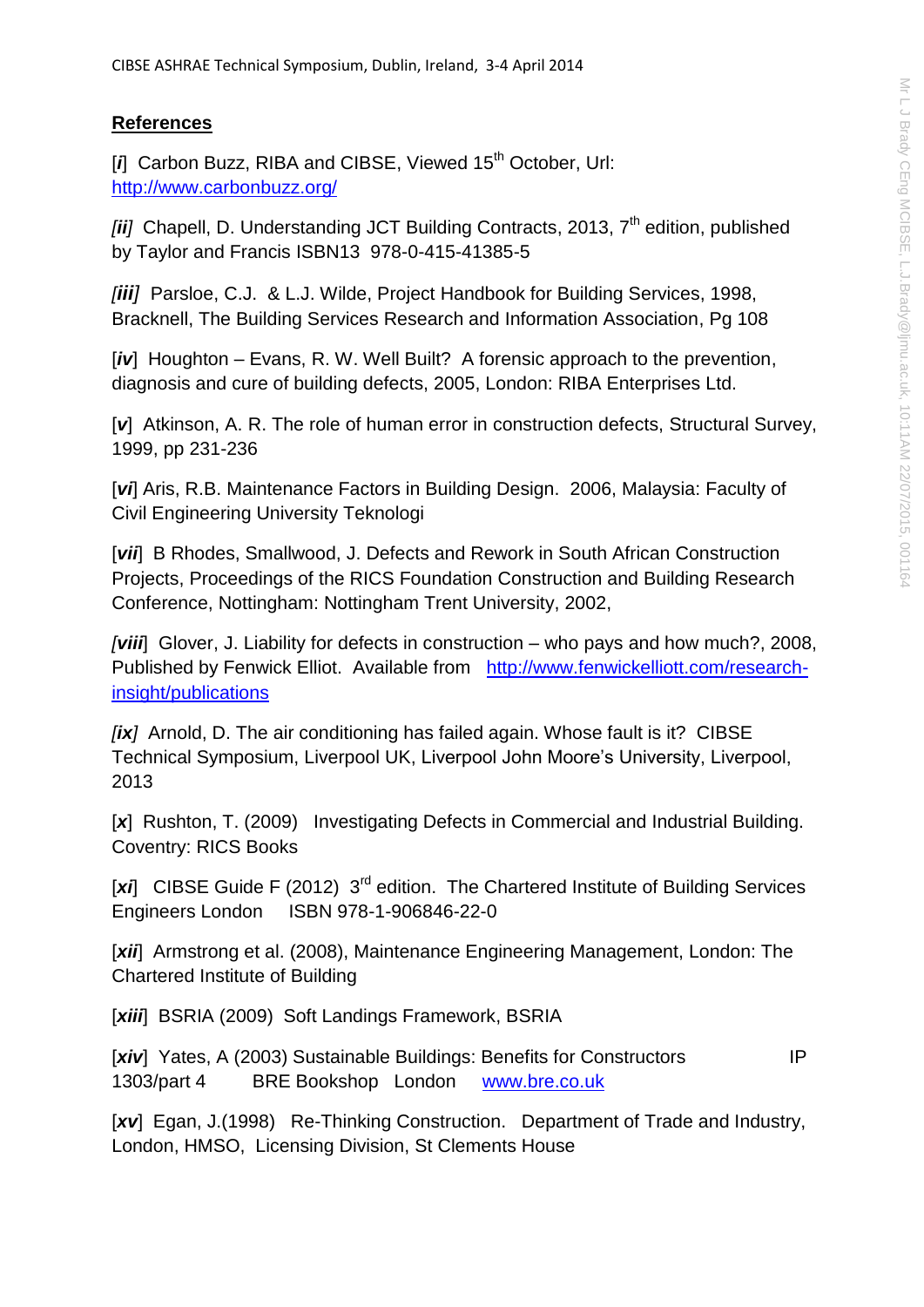## References

[*i*] Carbon Buzz, RIBA and CIBSE, Viewed 15th October, Url: http://www.carbonbuzz.org/

*[ii]* Chapell, D. Understanding JCT Building Contracts, 2013, 7th edition, published by Taylor and Francis ISBN13 978-0-415-41385-5

*[iii]* Parsloe, C.J. & L.J. Wilde, Project Handbook for Building Services, 1998, Bracknell, The Building Services Research and Information Association, Pg 108

[*iv*] Houghton – Evans, R. W. Well Built? A forensic approach to the prevention, diagnosis and cure of building defects, 2005, London: RIBA Enterprises Ltd.

[*v*] Atkinson, A. R. The role of human error in construction defects, Structural Survey, 1999, pp 231-236

[*vi*] Aris, R.B. Maintenance Factors in Building Design. 2006, Malaysia: Faculty of Civil Engineering University Teknologi

[*vii*] B Rhodes, Smallwood, J. Defects and Rework in South African Construction Projects, Proceedings of the RICS Foundation Construction and Building Research Conference, Nottingham: Nottingham Trent University, 2002,

*[viii*] Glover, J. Liability for defects in construction – who pays and how much?, 2008, Published by Fenwick Elliot. Available from http://www.fenwickelliott.com/research-insight/publications

*[ix]* Arnold, D. The air conditioning has failed again. Whose fault is it? CIBSE Technical Symposium, Liverpool UK, Liverpool John Moore's University, Liverpool, 2013

[*x*] Rushton, T. (2009) Investigating Defects in Commercial and Industrial Building. Coventry: RICS Books

[*xi*] CIBSE Guide F (2012) 3rd edition. The Chartered Institute of Building Services Engineers London ISBN 978-1-906846-22-0

[*xii*] Armstrong et al. (2008), Maintenance Engineering Management, London: The Chartered Institute of Building

[*xiii*] BSRIA (2009) Soft Landings Framework, BSRIA

[*xiv*] Yates, A (2003) Sustainable Buildings: Benefits for Constructors IP 1303/part 4 BRE Bookshop London www.bre.co.uk

[*xv*] Egan, J.(1998) Re-Thinking Construction. Department of Trade and Industry, London, HMSO, Licensing Division, St Clements House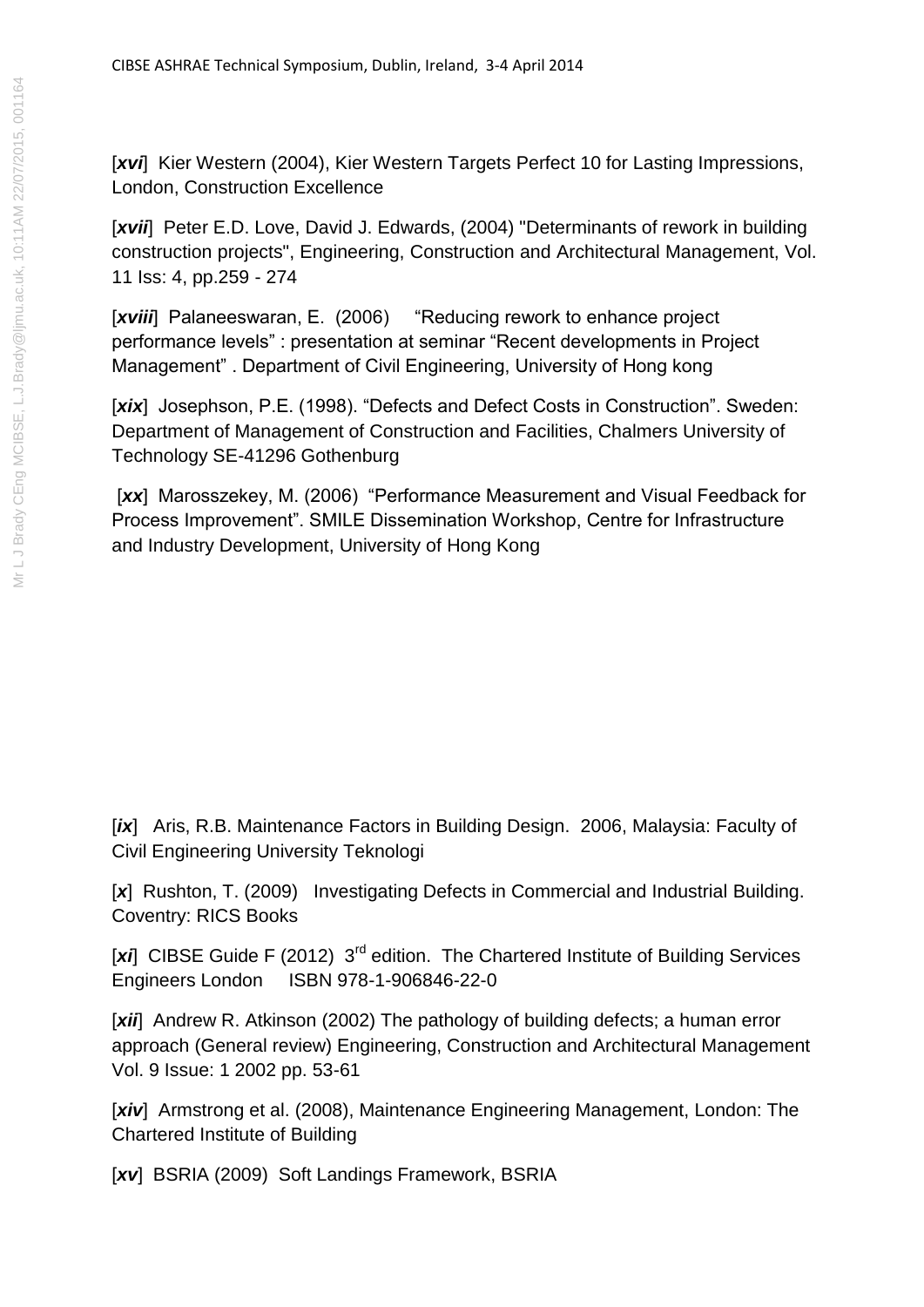[*xvi*] Kier Western (2004), Kier Western Targets Perfect 10 for Lasting Impressions, London, Construction Excellence

[*xvii*] Peter E.D. Love, David J. Edwards, (2004) "Determinants of rework in building construction projects", Engineering, Construction and Architectural Management, Vol. 11 Iss: 4, pp.259 - 274

[*xviii*] Palaneeswaran, E. (2006) "Reducing rework to enhance project performance levels" : presentation at seminar "Recent developments in Project Management" . Department of Civil Engineering, University of Hong kong

[*xix*] Josephson, P.E. (1998). "Defects and Defect Costs in Construction". Sweden: Department of Management of Construction and Facilities, Chalmers University of Technology SE-41296 Gothenburg

[*xx*] Marosszekey, M. (2006) "Performance Measurement and Visual Feedback for Process Improvement". SMILE Dissemination Workshop, Centre for Infrastructure and Industry Development, University of Hong Kong

[*ix*] Aris, R.B. Maintenance Factors in Building Design. 2006, Malaysia: Faculty of Civil Engineering University Teknologi

[*x*] Rushton, T. (2009) Investigating Defects in Commercial and Industrial Building. Coventry: RICS Books

[*xi*] CIBSE Guide F (2012) 3rd edition. The Chartered Institute of Building Services Engineers London ISBN 978-1-906846-22-0

[*xii*] Andrew R. Atkinson (2002) The pathology of building defects; a human error approach (General review) Engineering, Construction and Architectural Management Vol. 9 Issue: 1 2002 pp. 53-61

[*xiv*] Armstrong et al. (2008), Maintenance Engineering Management, London: The Chartered Institute of Building

[*xv*] BSRIA (2009) Soft Landings Framework, BSRIA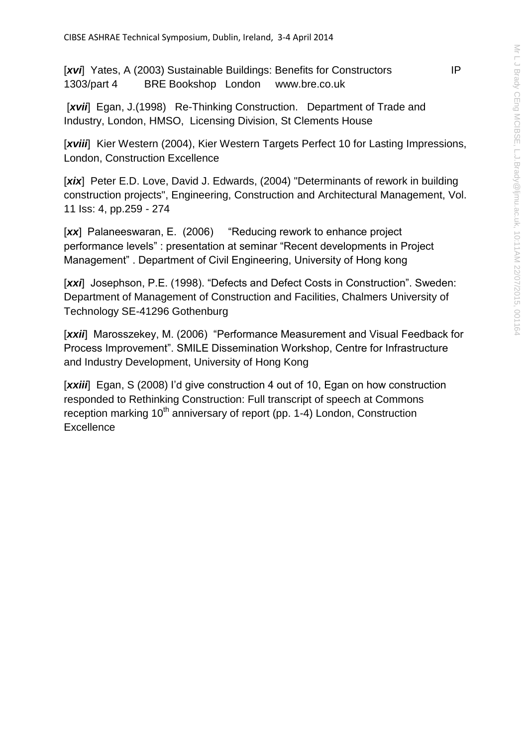[*xvi*] Yates, A (2003) Sustainable Buildings: Benefits for Constructors IP 1303/part 4 BRE Bookshop London www.bre.co.uk

[*xvii*] Egan, J.(1998) Re-Thinking Construction. Department of Trade and Industry, London, HMSO, Licensing Division, St Clements House

[*xviii*] Kier Western (2004), Kier Western Targets Perfect 10 for Lasting Impressions, London, Construction Excellence

[*xix*] Peter E.D. Love, David J. Edwards, (2004) "Determinants of rework in building construction projects", Engineering, Construction and Architectural Management, Vol. 11 Iss: 4, pp.259 - 274

[*xx*] Palaneeswaran, E. (2006) "Reducing rework to enhance project performance levels" : presentation at seminar "Recent developments in Project Management" . Department of Civil Engineering, University of Hong kong

[*xxi*] Josephson, P.E. (1998). "Defects and Defect Costs in Construction". Sweden: Department of Management of Construction and Facilities, Chalmers University of Technology SE-41296 Gothenburg

[*xxii*] Marosszekey, M. (2006) "Performance Measurement and Visual Feedback for Process Improvement". SMILE Dissemination Workshop, Centre for Infrastructure and Industry Development, University of Hong Kong

[*xxiii*] Egan, S (2008) I'd give construction 4 out of 10, Egan on how construction responded to Rethinking Construction: Full transcript of speech at Commons reception marking 10th anniversary of report (pp. 1-4) London, Construction Excellence